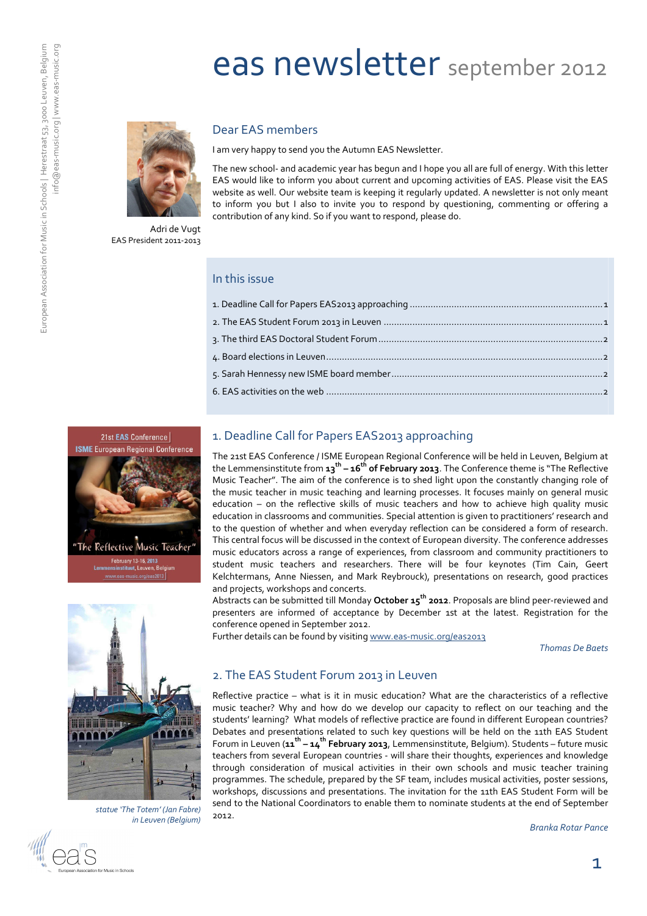# eas newsletter september 2012

## Dear EAS members

I am very happy to send you the Autumn EAS Newsletter.

The new school- and academic year has begun and I hope you all are full of energy. With this letter EAS would like to inform you about current and upcoming activities of EAS. Please visit the EAS website as well. Our website team is keeping it regularly updated. A newsletter is not only meant to inform you but I also to invite you to respond by questioning, commenting or offering a contribution of any kind. So if you want to respond, please do.

Adri de Vugt
EAS President 2011-2013

## In this issue

1. Deadline Call for Papers EAS2013 approaching ... 1
2. The EAS Student Forum 2013 in Leuven ... 1
3. The third EAS Doctoral Student Forum ... 2
4. Board elections in Leuven ... 2
5. Sarah Hennessy new ISME board member ... 2
6. EAS activities on the web ... 2

## 1. Deadline Call for Papers EAS2013 approaching

The 21st EAS Conference / ISME European Regional Conference will be held in Leuven, Belgium at the Lemmensinstitute from **13th – 16th of February 2013**. The Conference theme is "The Reflective Music Teacher". The aim of the conference is to shed light upon the constantly changing role of the music teacher in music teaching and learning processes. It focuses mainly on general music education – on the reflective skills of music teachers and how to achieve high quality music education in classrooms and communities. Special attention is given to practitioners' research and to the question of whether and when everyday reflection can be considered a form of research. This central focus will be discussed in the context of European diversity. The conference addresses music educators across a range of experiences, from classroom and community practitioners to student music teachers and researchers. There will be four keynotes (Tim Cain, Geert Kelchtermans, Anne Niessen, and Mark Reybrouck), presentations on research, good practices and projects, workshops and concerts.
Abstracts can be submitted till Monday **October 15th 2012**. Proposals are blind peer-reviewed and presenters are informed of acceptance by December 1st at the latest. Registration for the conference opened in September 2012.
Further details can be found by visiting www.eas-music.org/eas2013

*Thomas De Baets*

## 2. The EAS Student Forum 2013 in Leuven

Reflective practice – what is it in music education? What are the characteristics of a reflective music teacher? Why and how do we develop our capacity to reflect on our teaching and the students' learning? What models of reflective practice are found in different European countries? Debates and presentations related to such key questions will be held on the 11th EAS Student Forum in Leuven (**11th – 14th February 2013**, Lemmensinstitute, Belgium). Students – future music teachers from several European countries - will share their thoughts, experiences and knowledge through consideration of musical activities in their own schools and music teacher training programmes. The schedule, prepared by the SF team, includes musical activities, poster sessions, workshops, discussions and presentations. The invitation for the 11th EAS Student Form will be send to the National Coordinators to enable them to nominate students at the end of September 2012.

*Branka Rotar Pance*

*statue 'The Totem' (Jan Fabre) in Leuven (Belgium)*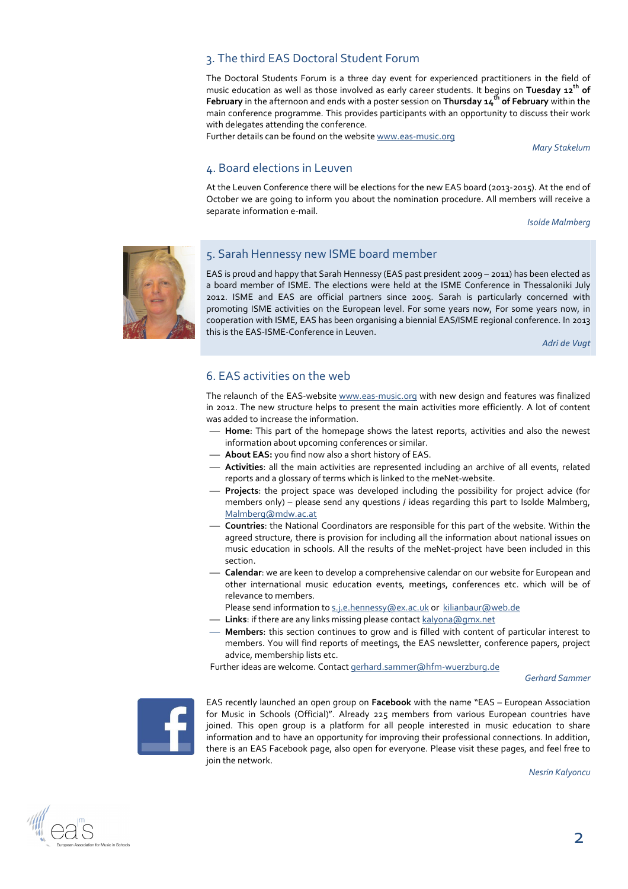## 3. The third EAS Doctoral Student Forum

The Doctoral Students Forum is a three day event for experienced practitioners in the field of music education as well as those involved as early career students. It begins on **Tuesday 12th of February** in the afternoon and ends with a poster session on **Thursday 14th of February** within the main conference programme. This provides participants with an opportunity to discuss their work with delegates attending the conference.

Further details can be found on the website www.eas-music.org

*Mary Stakelum*

## 4. Board elections in Leuven

At the Leuven Conference there will be elections for the new EAS board (2013-2015). At the end of October we are going to inform you about the nomination procedure. All members will receive a separate information e-mail.

*Isolde Malmberg*

## 5. Sarah Hennessy new ISME board member

EAS is proud and happy that Sarah Hennessy (EAS past president 2009 – 2011) has been elected as a board member of ISME. The elections were held at the ISME Conference in Thessaloniki July 2012. ISME and EAS are official partners since 2005. Sarah is particularly concerned with promoting ISME activities on the European level. For some years now, For some years now, in cooperation with ISME, EAS has been organising a biennial EAS/ISME regional conference. In 2013 this is the EAS-ISME-Conference in Leuven.

*Adri de Vugt*

## 6. EAS activities on the web

The relaunch of the EAS-website www.eas-music.org with new design and features was finalized in 2012. The new structure helps to present the main activities more efficiently. A lot of content was added to increase the information.

- **Home**: This part of the homepage shows the latest reports, activities and also the newest information about upcoming conferences or similar.
- **About EAS:** you find now also a short history of EAS.
- **Activities**: all the main activities are represented including an archive of all events, related reports and a glossary of terms which is linked to the meNet-website.
- **Projects**: the project space was developed including the possibility for project advice (for members only) – please send any questions / ideas regarding this part to Isolde Malmberg, Malmberg@mdw.ac.at
- **Countries**: the National Coordinators are responsible for this part of the website. Within the agreed structure, there is provision for including all the information about national issues on music education in schools. All the results of the meNet-project have been included in this section.
- **Calendar**: we are keen to develop a comprehensive calendar on our website for European and other international music education events, meetings, conferences etc. which will be of relevance to members.
  Please send information to s.j.e.hennessy@ex.ac.uk or kilianbaur@web.de
- **Links**: if there are any links missing please contact kalyona@gmx.net
- **Members**: this section continues to grow and is filled with content of particular interest to members. You will find reports of meetings, the EAS newsletter, conference papers, project advice, membership lists etc.

Further ideas are welcome. Contact gerhard.sammer@hfm-wuerzburg.de

*Gerhard Sammer*

EAS recently launched an open group on **Facebook** with the name "EAS – European Association for Music in Schools (Official)". Already 225 members from various European countries have joined. This open group is a platform for all people interested in music education to share information and to have an opportunity for improving their professional connections. In addition, there is an EAS Facebook page, also open for everyone. Please visit these pages, and feel free to join the network.

*Nesrin Kalyoncu*